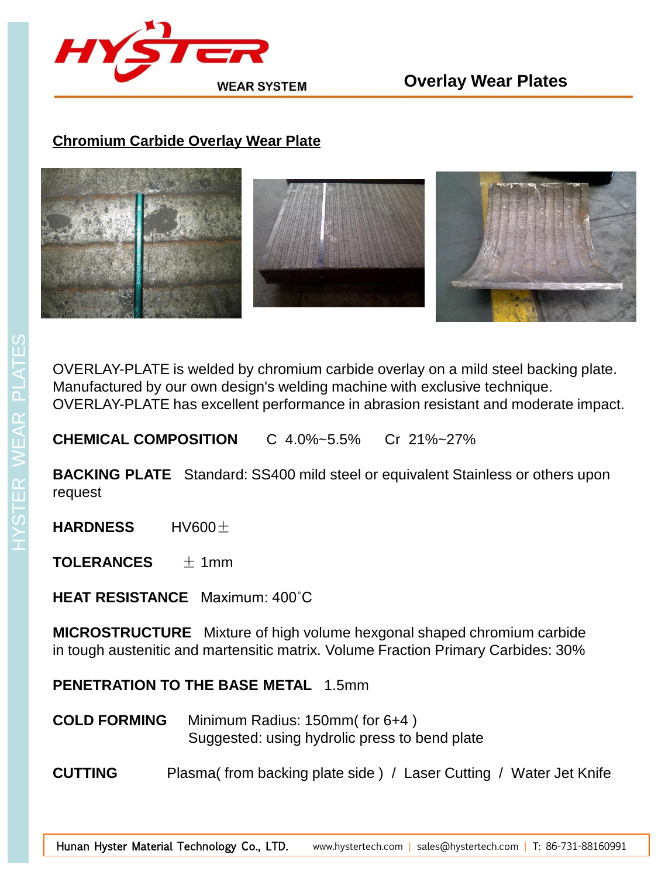# Overlay Wear Plates

## Chromium Carbide Overlay Wear Plate

OVERLAY-PLATE is welded by chromium carbide overlay on a mild steel backing plate. Manufactured by our own design's welding machine with exclusive technique. OVERLAY-PLATE has excellent performance in abrasion resistant and moderate impact.

**CHEMICAL COMPOSITION** C 4.0%~5.5% Cr 21%~27%

**BACKING PLATE** Standard: SS400 mild steel or equivalent Stainless or others upon request

**HARDNESS** HV600±

**TOLERANCES** ± 1mm

**HEAT RESISTANCE** Maximum: 400˚C

**MICROSTRUCTURE** Mixture of high volume hexgonal shaped chromium carbide in tough austenitic and martensitic matrix. Volume Fraction Primary Carbides: 30%

**PENETRATION TO THE BASE METAL** 1.5mm

**COLD FORMING** Minimum Radius: 150mm( for 6+4 )
Suggested: using hydrolic press to bend plate

**CUTTING** Plasma( from backing plate side ) / Laser Cutting / Water Jet Knife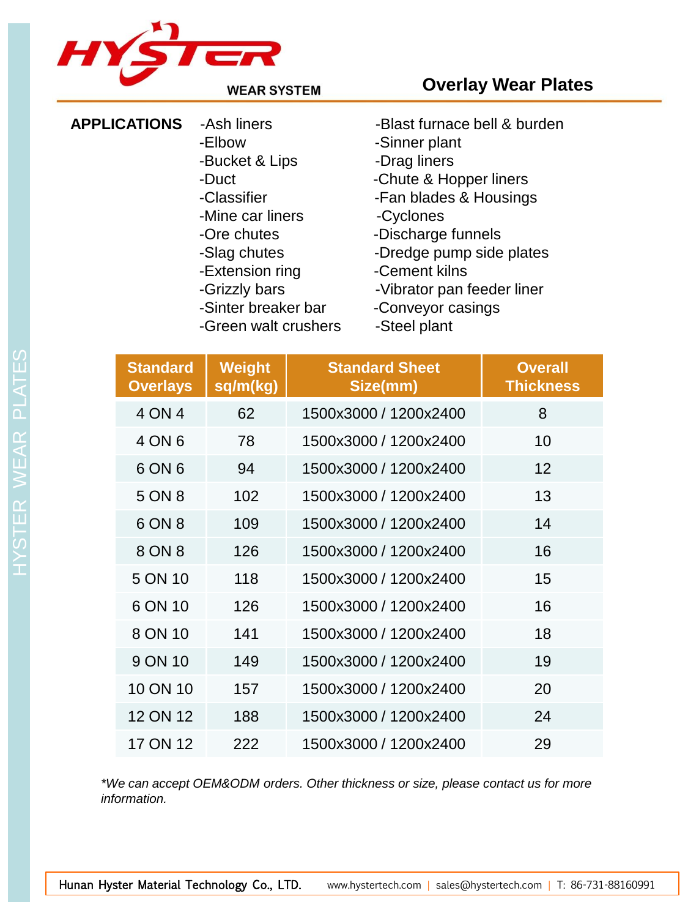HYSTER

WEAR SYSTEM

# Overlay Wear Plates

**APPLICATIONS**

- -Ash liners
- -Elbow
- -Bucket & Lips
- -Duct
- -Classifier
- -Mine car liners
- -Ore chutes
- -Slag chutes
- -Extension ring
- -Grizzly bars
- -Sinter breaker bar
- -Green walt crushers
- -Blast furnace bell & burden
- -Sinner plant
- -Drag liners
- -Chute & Hopper liners
- -Fan blades & Housings
- -Cyclones
- -Discharge funnels
- -Dredge pump side plates
- -Cement kilns
- -Vibrator pan feeder liner
- -Conveyor casings
- -Steel plant

| Standard Overlays | Weight sq/m(kg) | Standard Sheet Size(mm) | Overall Thickness |
|---|---|---|---|
| 4 ON 4 | 62 | 1500x3000 / 1200x2400 | 8 |
| 4 ON 6 | 78 | 1500x3000 / 1200x2400 | 10 |
| 6 ON 6 | 94 | 1500x3000 / 1200x2400 | 12 |
| 5 ON 8 | 102 | 1500x3000 / 1200x2400 | 13 |
| 6 ON 8 | 109 | 1500x3000 / 1200x2400 | 14 |
| 8 ON 8 | 126 | 1500x3000 / 1200x2400 | 16 |
| 5 ON 10 | 118 | 1500x3000 / 1200x2400 | 15 |
| 6 ON 10 | 126 | 1500x3000 / 1200x2400 | 16 |
| 8 ON 10 | 141 | 1500x3000 / 1200x2400 | 18 |
| 9 ON 10 | 149 | 1500x3000 / 1200x2400 | 19 |
| 10 ON 10 | 157 | 1500x3000 / 1200x2400 | 20 |
| 12 ON 12 | 188 | 1500x3000 / 1200x2400 | 24 |
| 17 ON 12 | 222 | 1500x3000 / 1200x2400 | 29 |

*\*We can accept OEM&ODM orders. Other thickness or size, please contact us for more information.*

Hunan Hyster Material Technology Co., LTD. www.hystertech.com | sales@hystertech.com | T: 86-731-88160991